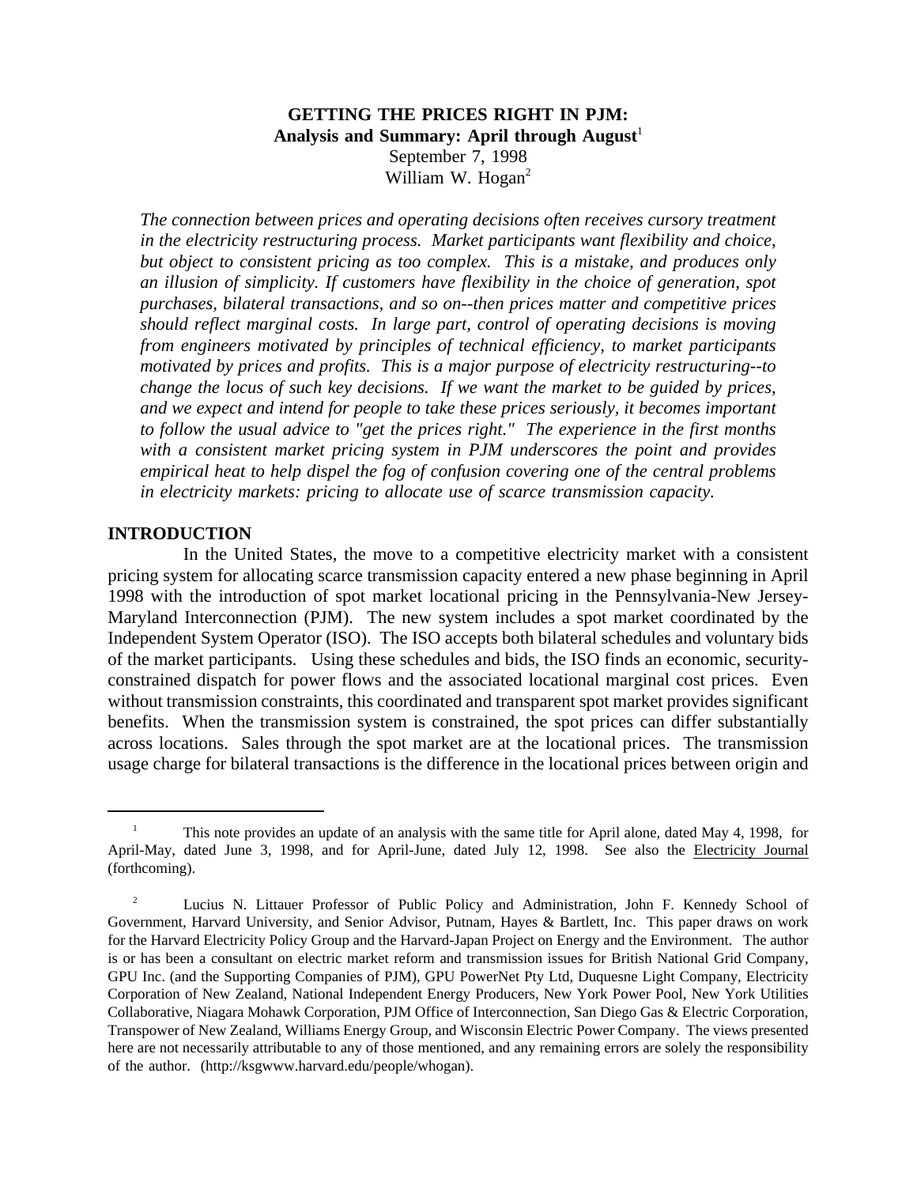**GETTING THE PRICES RIGHT IN PJM:**
**Analysis and Summary: April through August**[1]
September 7, 1998
William W. Hogan[2]

*The connection between prices and operating decisions often receives cursory treatment in the electricity restructuring process. Market participants want flexibility and choice, but object to consistent pricing as too complex. This is a mistake, and produces only an illusion of simplicity. If customers have flexibility in the choice of generation, spot purchases, bilateral transactions, and so on--then prices matter and competitive prices should reflect marginal costs. In large part, control of operating decisions is moving from engineers motivated by principles of technical efficiency, to market participants motivated by prices and profits. This is a major purpose of electricity restructuring--to change the locus of such key decisions. If we want the market to be guided by prices, and we expect and intend for people to take these prices seriously, it becomes important to follow the usual advice to "get the prices right." The experience in the first months with a consistent market pricing system in PJM underscores the point and provides empirical heat to help dispel the fog of confusion covering one of the central problems in electricity markets: pricing to allocate use of scarce transmission capacity.*

## INTRODUCTION

In the United States, the move to a competitive electricity market with a consistent pricing system for allocating scarce transmission capacity entered a new phase beginning in April 1998 with the introduction of spot market locational pricing in the Pennsylvania-New Jersey-Maryland Interconnection (PJM). The new system includes a spot market coordinated by the Independent System Operator (ISO). The ISO accepts both bilateral schedules and voluntary bids of the market participants. Using these schedules and bids, the ISO finds an economic, security-constrained dispatch for power flows and the associated locational marginal cost prices. Even without transmission constraints, this coordinated and transparent spot market provides significant benefits. When the transmission system is constrained, the spot prices can differ substantially across locations. Sales through the spot market are at the locational prices. The transmission usage charge for bilateral transactions is the difference in the locational prices between origin and

---

[1] This note provides an update of an analysis with the same title for April alone, dated May 4, 1998, for April-May, dated June 3, 1998, and for April-June, dated July 12, 1998. See also the Electricity Journal (forthcoming).

[2] Lucius N. Littauer Professor of Public Policy and Administration, John F. Kennedy School of Government, Harvard University, and Senior Advisor, Putnam, Hayes & Bartlett, Inc. This paper draws on work for the Harvard Electricity Policy Group and the Harvard-Japan Project on Energy and the Environment. The author is or has been a consultant on electric market reform and transmission issues for British National Grid Company, GPU Inc. (and the Supporting Companies of PJM), GPU PowerNet Pty Ltd, Duquesne Light Company, Electricity Corporation of New Zealand, National Independent Energy Producers, New York Power Pool, New York Utilities Collaborative, Niagara Mohawk Corporation, PJM Office of Interconnection, San Diego Gas & Electric Corporation, Transpower of New Zealand, Williams Energy Group, and Wisconsin Electric Power Company. The views presented here are not necessarily attributable to any of those mentioned, and any remaining errors are solely the responsibility of the author. (http://ksgwww.harvard.edu/people/whogan).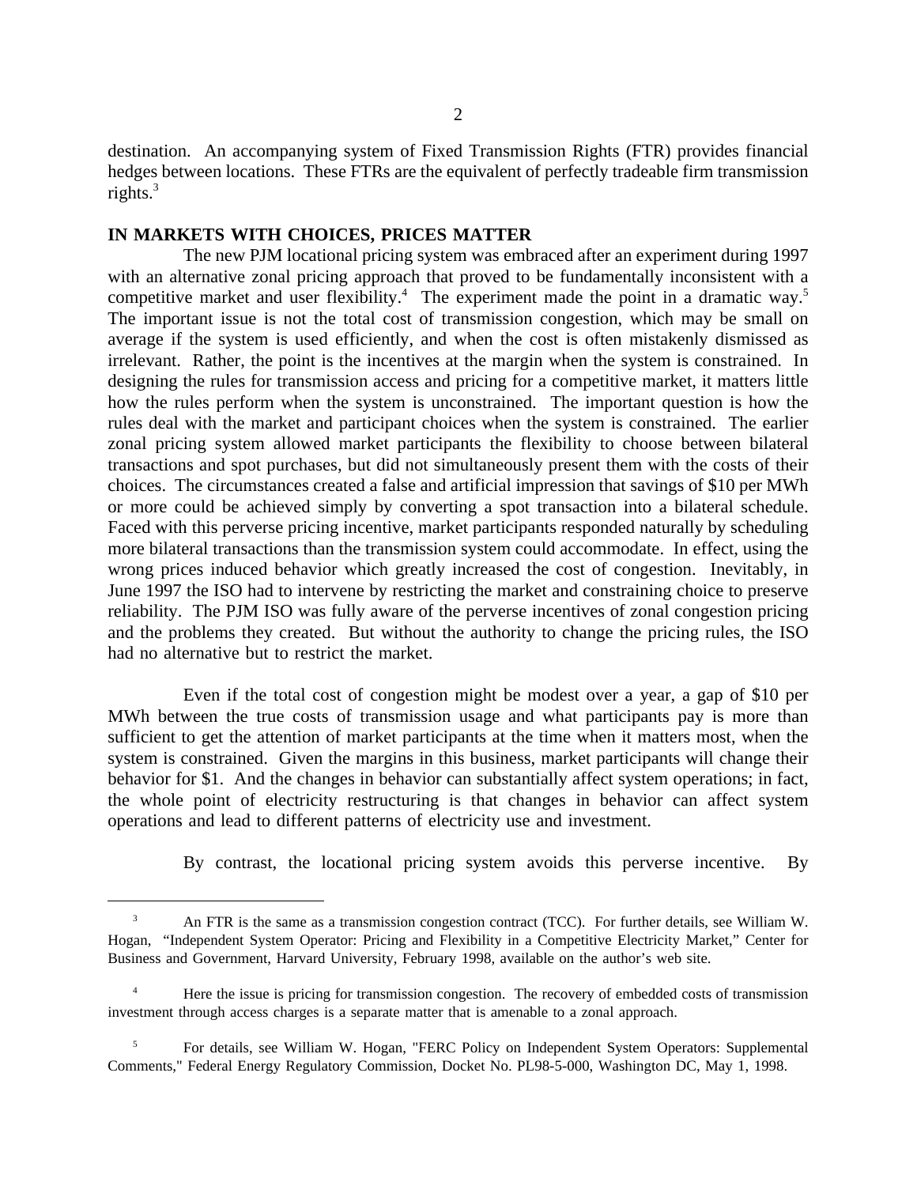destination. An accompanying system of Fixed Transmission Rights (FTR) provides financial hedges between locations. These FTRs are the equivalent of perfectly tradeable firm transmission rights.[3]

## IN MARKETS WITH CHOICES, PRICES MATTER

The new PJM locational pricing system was embraced after an experiment during 1997 with an alternative zonal pricing approach that proved to be fundamentally inconsistent with a competitive market and user flexibility.[4] The experiment made the point in a dramatic way.[5] The important issue is not the total cost of transmission congestion, which may be small on average if the system is used efficiently, and when the cost is often mistakenly dismissed as irrelevant. Rather, the point is the incentives at the margin when the system is constrained. In designing the rules for transmission access and pricing for a competitive market, it matters little how the rules perform when the system is unconstrained. The important question is how the rules deal with the market and participant choices when the system is constrained. The earlier zonal pricing system allowed market participants the flexibility to choose between bilateral transactions and spot purchases, but did not simultaneously present them with the costs of their choices. The circumstances created a false and artificial impression that savings of $10 per MWh or more could be achieved simply by converting a spot transaction into a bilateral schedule. Faced with this perverse pricing incentive, market participants responded naturally by scheduling more bilateral transactions than the transmission system could accommodate. In effect, using the wrong prices induced behavior which greatly increased the cost of congestion. Inevitably, in June 1997 the ISO had to intervene by restricting the market and constraining choice to preserve reliability. The PJM ISO was fully aware of the perverse incentives of zonal congestion pricing and the problems they created. But without the authority to change the pricing rules, the ISO had no alternative but to restrict the market.

Even if the total cost of congestion might be modest over a year, a gap of $10 per MWh between the true costs of transmission usage and what participants pay is more than sufficient to get the attention of market participants at the time when it matters most, when the system is constrained. Given the margins in this business, market participants will change their behavior for $1. And the changes in behavior can substantially affect system operations; in fact, the whole point of electricity restructuring is that changes in behavior can affect system operations and lead to different patterns of electricity use and investment.

By contrast, the locational pricing system avoids this perverse incentive. By

---

[3] An FTR is the same as a transmission congestion contract (TCC). For further details, see William W. Hogan, "Independent System Operator: Pricing and Flexibility in a Competitive Electricity Market," Center for Business and Government, Harvard University, February 1998, available on the author's web site.

[4] Here the issue is pricing for transmission congestion. The recovery of embedded costs of transmission investment through access charges is a separate matter that is amenable to a zonal approach.

[5] For details, see William W. Hogan, "FERC Policy on Independent System Operators: Supplemental Comments," Federal Energy Regulatory Commission, Docket No. PL98-5-000, Washington DC, May 1, 1998.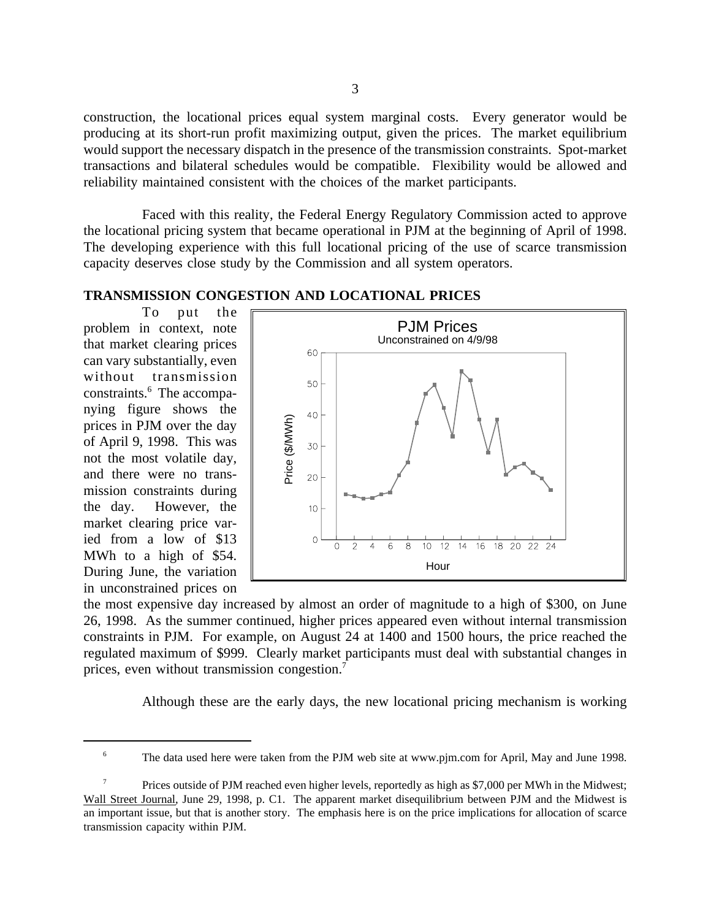construction, the locational prices equal system marginal costs. Every generator would be producing at its short-run profit maximizing output, given the prices. The market equilibrium would support the necessary dispatch in the presence of the transmission constraints. Spot-market transactions and bilateral schedules would be compatible. Flexibility would be allowed and reliability maintained consistent with the choices of the market participants.

Faced with this reality, the Federal Energy Regulatory Commission acted to approve the locational pricing system that became operational in PJM at the beginning of April of 1998. The developing experience with this full locational pricing of the use of scarce transmission capacity deserves close study by the Commission and all system operators.

## TRANSMISSION CONGESTION AND LOCATIONAL PRICES

To put the problem in context, note that market clearing prices can vary substantially, even without transmission constraints.[6] The accompanying figure shows the prices in PJM over the day of April 9, 1998. This was not the most volatile day, and there were no transmission constraints during the day. However, the market clearing price varied from a low of $13 MWh to a high of $54. During June, the variation in unconstrained prices on the most expensive day increased by almost an order of magnitude to a high of $300, on June 26, 1998. As the summer continued, higher prices appeared even without internal transmission constraints in PJM. For example, on August 24 at 1400 and 1500 hours, the price reached the regulated maximum of $999. Clearly market participants must deal with substantial changes in prices, even without transmission congestion.[7]

Although these are the early days, the new locational pricing mechanism is working

---

[6] The data used here were taken from the PJM web site at www.pjm.com for April, May and June 1998.

[7] Prices outside of PJM reached even higher levels, reportedly as high as $7,000 per MWh in the Midwest; Wall Street Journal, June 29, 1998, p. C1. The apparent market disequilibrium between PJM and the Midwest is an important issue, but that is another story. The emphasis here is on the price implications for allocation of scarce transmission capacity within PJM.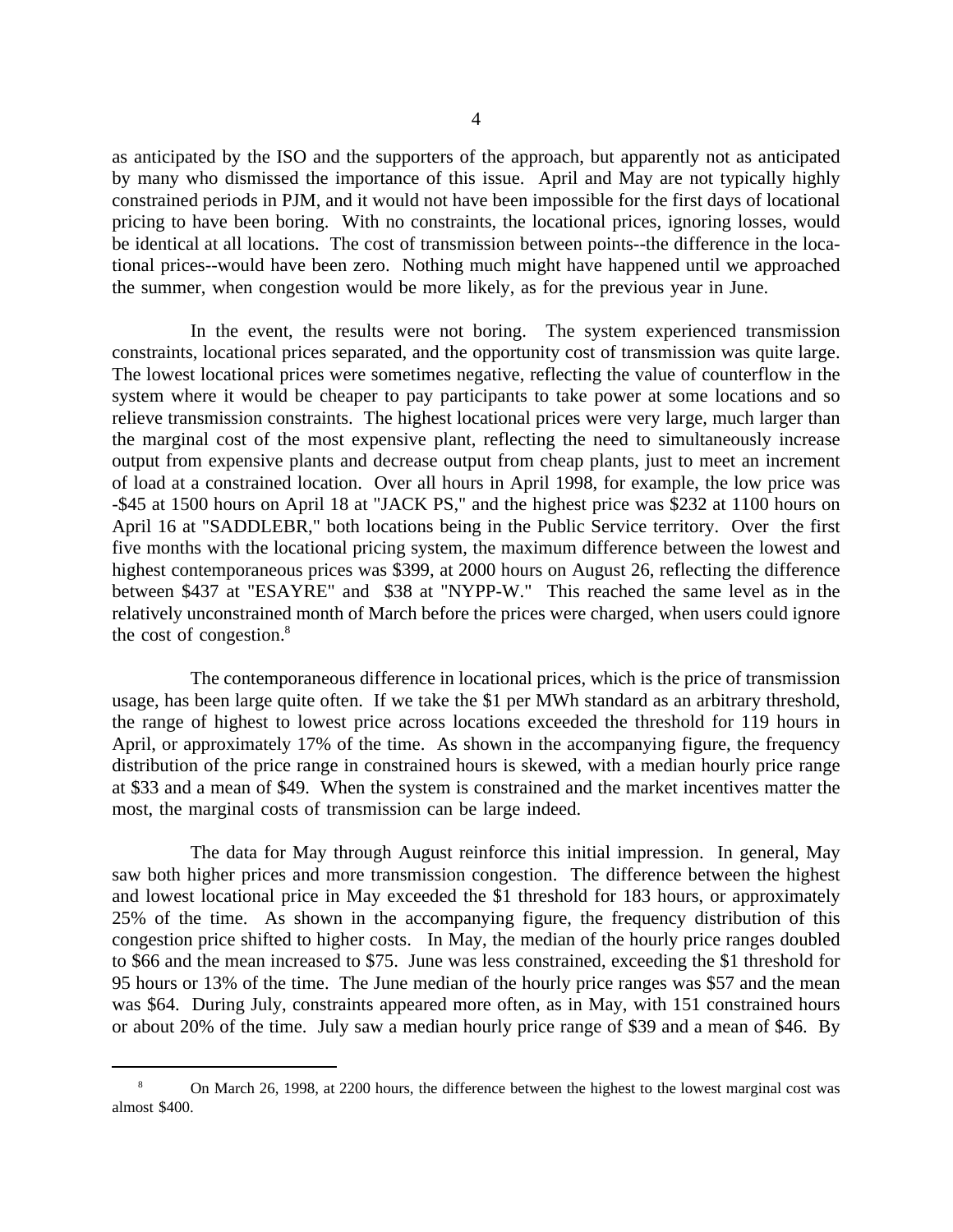as anticipated by the ISO and the supporters of the approach, but apparently not as anticipated by many who dismissed the importance of this issue. April and May are not typically highly constrained periods in PJM, and it would not have been impossible for the first days of locational pricing to have been boring. With no constraints, the locational prices, ignoring losses, would be identical at all locations. The cost of transmission between points--the difference in the locational prices--would have been zero. Nothing much might have happened until we approached the summer, when congestion would be more likely, as for the previous year in June.

In the event, the results were not boring. The system experienced transmission constraints, locational prices separated, and the opportunity cost of transmission was quite large. The lowest locational prices were sometimes negative, reflecting the value of counterflow in the system where it would be cheaper to pay participants to take power at some locations and so relieve transmission constraints. The highest locational prices were very large, much larger than the marginal cost of the most expensive plant, reflecting the need to simultaneously increase output from expensive plants and decrease output from cheap plants, just to meet an increment of load at a constrained location. Over all hours in April 1998, for example, the low price was -$45 at 1500 hours on April 18 at "JACK PS," and the highest price was $232 at 1100 hours on April 16 at "SADDLEBR," both locations being in the Public Service territory. Over the first five months with the locational pricing system, the maximum difference between the lowest and highest contemporaneous prices was $399, at 2000 hours on August 26, reflecting the difference between $437 at "ESAYRE" and $38 at "NYPP-W." This reached the same level as in the relatively unconstrained month of March before the prices were charged, when users could ignore the cost of congestion.[8]

The contemporaneous difference in locational prices, which is the price of transmission usage, has been large quite often. If we take the $1 per MWh standard as an arbitrary threshold, the range of highest to lowest price across locations exceeded the threshold for 119 hours in April, or approximately 17% of the time. As shown in the accompanying figure, the frequency distribution of the price range in constrained hours is skewed, with a median hourly price range at $33 and a mean of $49. When the system is constrained and the market incentives matter the most, the marginal costs of transmission can be large indeed.

The data for May through August reinforce this initial impression. In general, May saw both higher prices and more transmission congestion. The difference between the highest and lowest locational price in May exceeded the $1 threshold for 183 hours, or approximately 25% of the time. As shown in the accompanying figure, the frequency distribution of this congestion price shifted to higher costs. In May, the median of the hourly price ranges doubled to $66 and the mean increased to $75. June was less constrained, exceeding the $1 threshold for 95 hours or 13% of the time. The June median of the hourly price ranges was $57 and the mean was $64. During July, constraints appeared more often, as in May, with 151 constrained hours or about 20% of the time. July saw a median hourly price range of $39 and a mean of $46. By

[8] On March 26, 1998, at 2200 hours, the difference between the highest to the lowest marginal cost was almost $400.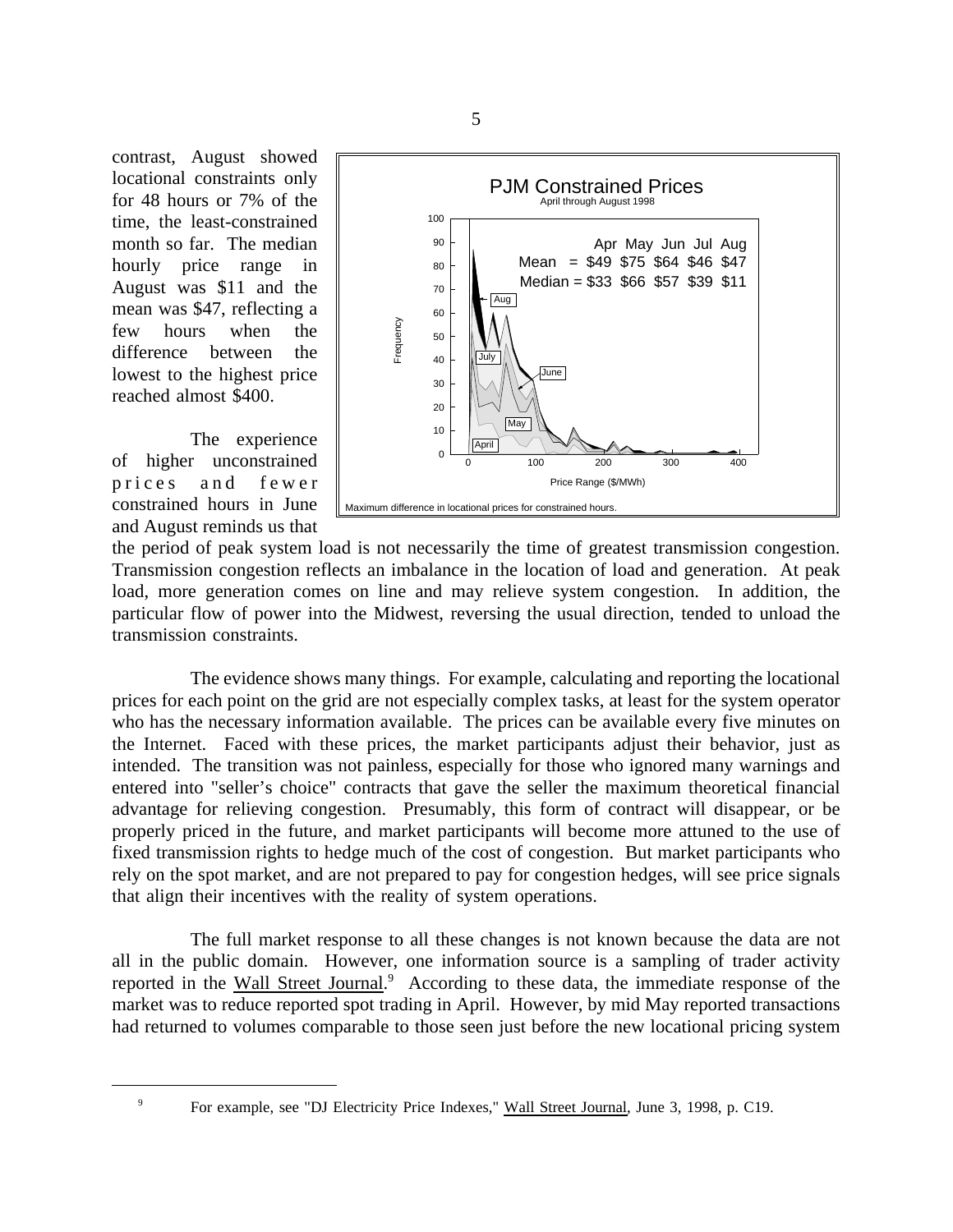contrast, August showed locational constraints only for 48 hours or 7% of the time, the least-constrained month so far. The median hourly price range in August was $11 and the mean was $47, reflecting a few hours when the difference between the lowest to the highest price reached almost $400.

The experience of higher unconstrained prices and fewer constrained hours in June and August reminds us that the period of peak system load is not necessarily the time of greatest transmission congestion. Transmission congestion reflects an imbalance in the location of load and generation. At peak load, more generation comes on line and may relieve system congestion. In addition, the particular flow of power into the Midwest, reversing the usual direction, tended to unload the transmission constraints.

The evidence shows many things. For example, calculating and reporting the locational prices for each point on the grid are not especially complex tasks, at least for the system operator who has the necessary information available. The prices can be available every five minutes on the Internet. Faced with these prices, the market participants adjust their behavior, just as intended. The transition was not painless, especially for those who ignored many warnings and entered into "seller's choice" contracts that gave the seller the maximum theoretical financial advantage for relieving congestion. Presumably, this form of contract will disappear, or be properly priced in the future, and market participants will become more attuned to the use of fixed transmission rights to hedge much of the cost of congestion. But market participants who rely on the spot market, and are not prepared to pay for congestion hedges, will see price signals that align their incentives with the reality of system operations.

The full market response to all these changes is not known because the data are not all in the public domain. However, one information source is a sampling of trader activity reported in the Wall Street Journal.[9] According to these data, the immediate response of the market was to reduce reported spot trading in April. However, by mid May reported transactions had returned to volumes comparable to those seen just before the new locational pricing system

[9] For example, see "DJ Electricity Price Indexes," Wall Street Journal, June 3, 1998, p. C19.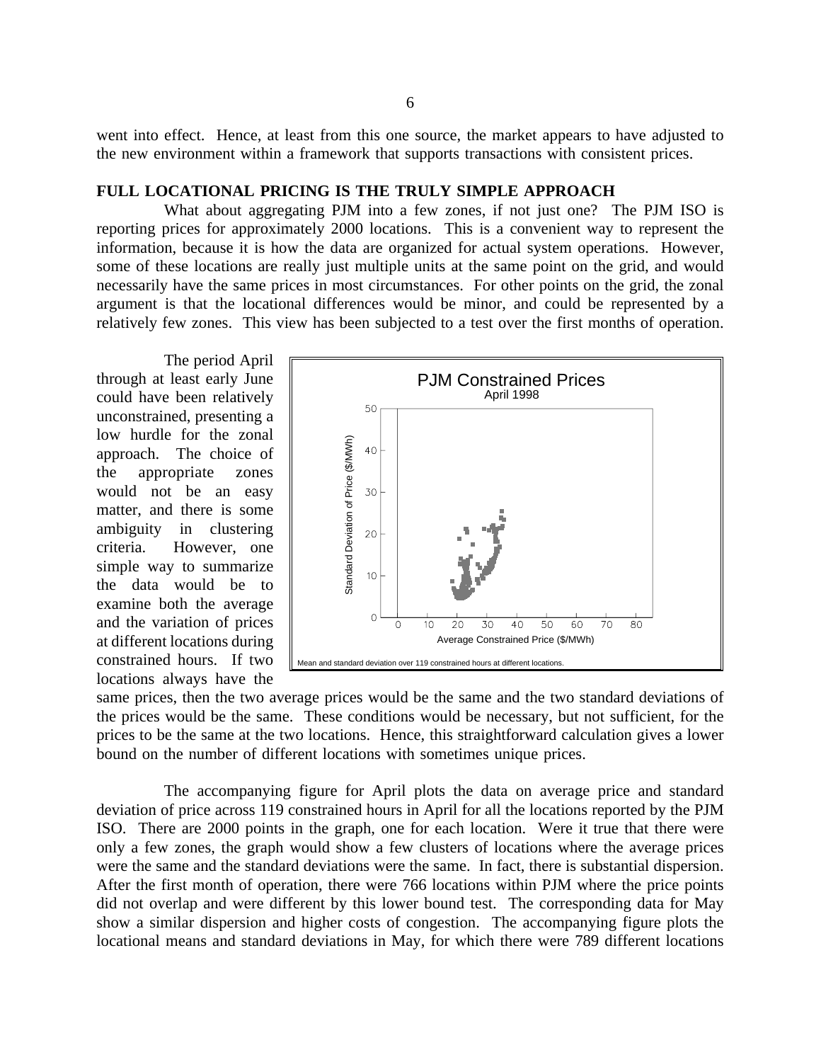went into effect. Hence, at least from this one source, the market appears to have adjusted to the new environment within a framework that supports transactions with consistent prices.

## FULL LOCATIONAL PRICING IS THE TRULY SIMPLE APPROACH

What about aggregating PJM into a few zones, if not just one? The PJM ISO is reporting prices for approximately 2000 locations. This is a convenient way to represent the information, because it is how the data are organized for actual system operations. However, some of these locations are really just multiple units at the same point on the grid, and would necessarily have the same prices in most circumstances. For other points on the grid, the zonal argument is that the locational differences would be minor, and could be represented by a relatively few zones. This view has been subjected to a test over the first months of operation.

The period April through at least early June could have been relatively unconstrained, presenting a low hurdle for the zonal approach. The choice of the appropriate zones would not be an easy matter, and there is some ambiguity in clustering criteria. However, one simple way to summarize the data would be to examine both the average and the variation of prices at different locations during constrained hours. If two locations always have the same prices, then the two average prices would be the same and the two standard deviations of the prices would be the same. These conditions would be necessary, but not sufficient, for the prices to be the same at the two locations. Hence, this straightforward calculation gives a lower bound on the number of different locations with sometimes unique prices.

PJM Constrained Prices
April 1998

Mean and standard deviation over 119 constrained hours at different locations.

The accompanying figure for April plots the data on average price and standard deviation of price across 119 constrained hours in April for all the locations reported by the PJM ISO. There are 2000 points in the graph, one for each location. Were it true that there were only a few zones, the graph would show a few clusters of locations where the average prices were the same and the standard deviations were the same. In fact, there is substantial dispersion. After the first month of operation, there were 766 locations within PJM where the price points did not overlap and were different by this lower bound test. The corresponding data for May show a similar dispersion and higher costs of congestion. The accompanying figure plots the locational means and standard deviations in May, for which there were 789 different locations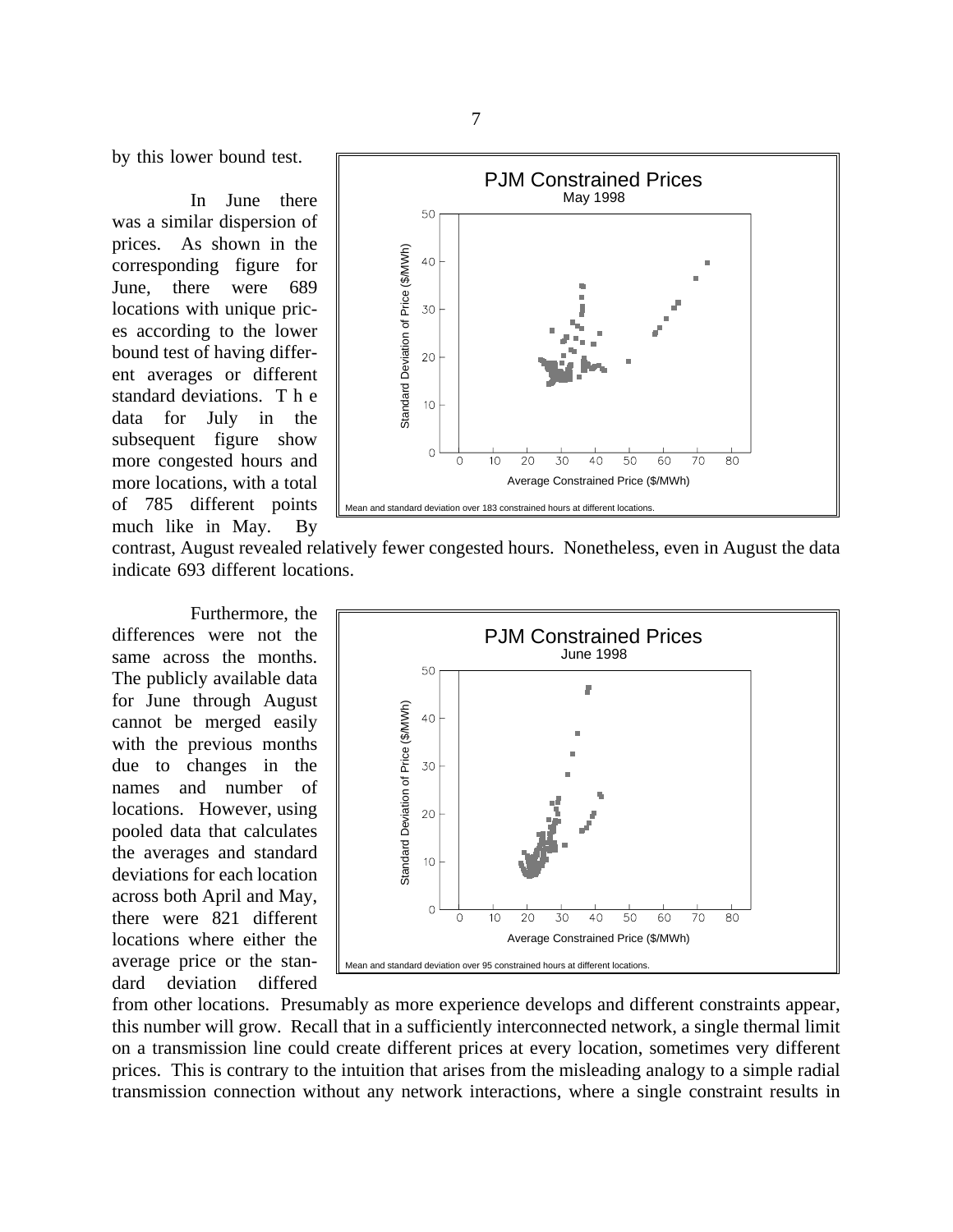by this lower bound test.

In June there was a similar dispersion of prices. As shown in the corresponding figure for June, there were 689 locations with unique prices according to the lower bound test of having different averages or different standard deviations. The data for July in the subsequent figure show more congested hours and more locations, with a total of 785 different points much like in May. By contrast, August revealed relatively fewer congested hours. Nonetheless, even in August the data indicate 693 different locations.

Furthermore, the differences were not the same across the months. The publicly available data for June through August cannot be merged easily with the previous months due to changes in the names and number of locations. However, using pooled data that calculates the averages and standard deviations for each location across both April and May, there were 821 different locations where either the average price or the standard deviation differed from other locations. Presumably as more experience develops and different constraints appear, this number will grow. Recall that in a sufficiently interconnected network, a single thermal limit on a transmission line could create different prices at every location, sometimes very different prices. This is contrary to the intuition that arises from the misleading analogy to a simple radial transmission connection without any network interactions, where a single constraint results in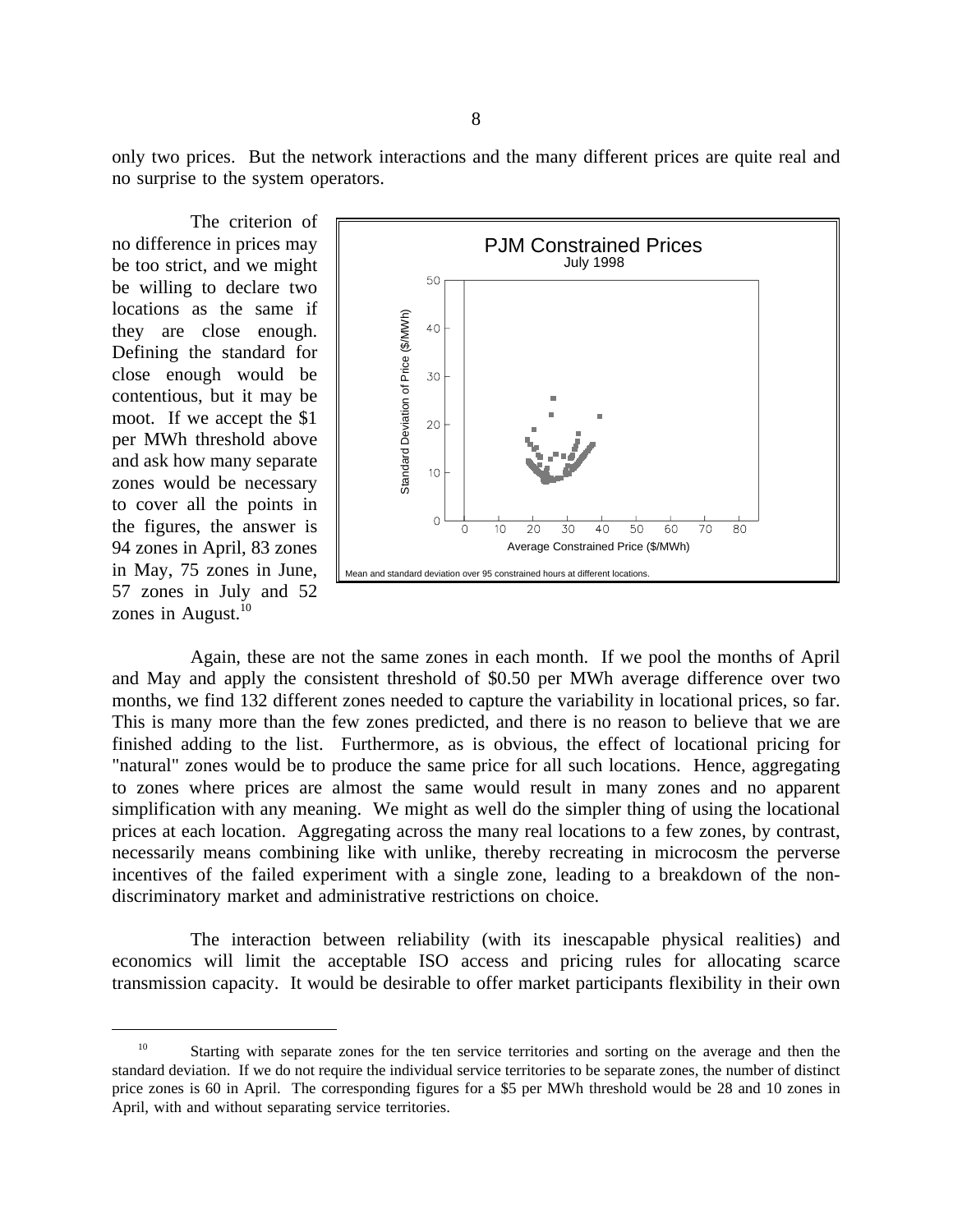only two prices. But the network interactions and the many different prices are quite real and no surprise to the system operators.

The criterion of no difference in prices may be too strict, and we might be willing to declare two locations as the same if they are close enough. Defining the standard for close enough would be contentious, but it may be moot. If we accept the \$1 per MWh threshold above and ask how many separate zones would be necessary to cover all the points in the figures, the answer is 94 zones in April, 83 zones in May, 75 zones in June, 57 zones in July and 52 zones in August.[10]

Again, these are not the same zones in each month. If we pool the months of April and May and apply the consistent threshold of \$0.50 per MWh average difference over two months, we find 132 different zones needed to capture the variability in locational prices, so far. This is many more than the few zones predicted, and there is no reason to believe that we are finished adding to the list. Furthermore, as is obvious, the effect of locational pricing for "natural" zones would be to produce the same price for all such locations. Hence, aggregating to zones where prices are almost the same would result in many zones and no apparent simplification with any meaning. We might as well do the simpler thing of using the locational prices at each location. Aggregating across the many real locations to a few zones, by contrast, necessarily means combining like with unlike, thereby recreating in microcosm the perverse incentives of the failed experiment with a single zone, leading to a breakdown of the non-discriminatory market and administrative restrictions on choice.

The interaction between reliability (with its inescapable physical realities) and economics will limit the acceptable ISO access and pricing rules for allocating scarce transmission capacity. It would be desirable to offer market participants flexibility in their own

[10] Starting with separate zones for the ten service territories and sorting on the average and then the standard deviation. If we do not require the individual service territories to be separate zones, the number of distinct price zones is 60 in April. The corresponding figures for a \$5 per MWh threshold would be 28 and 10 zones in April, with and without separating service territories.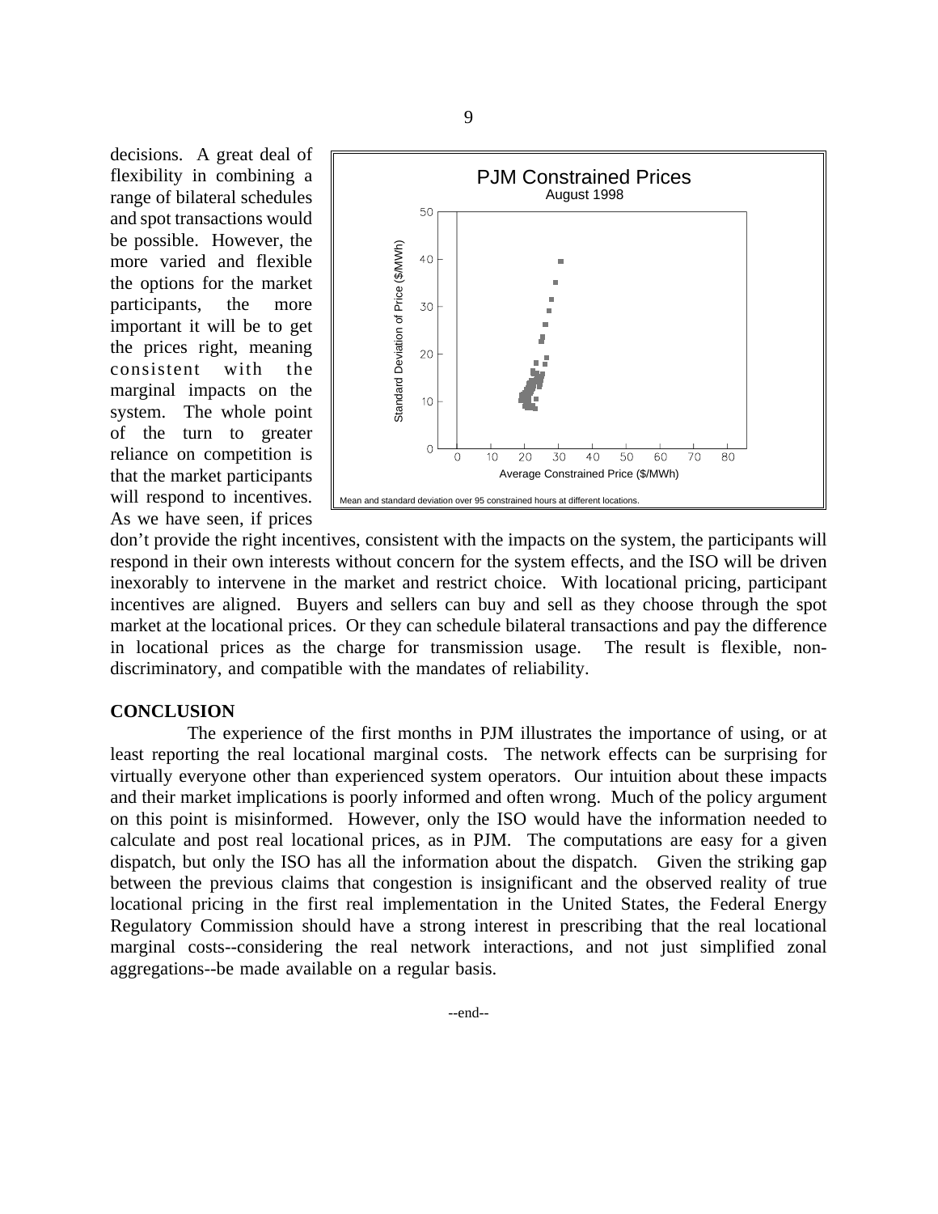decisions. A great deal of flexibility in combining a range of bilateral schedules and spot transactions would be possible. However, the more varied and flexible the options for the market participants, the more important it will be to get the prices right, meaning consistent with the marginal impacts on the system. The whole point of the turn to greater reliance on competition is that the market participants will respond to incentives. As we have seen, if prices don't provide the right incentives, consistent with the impacts on the system, the participants will respond in their own interests without concern for the system effects, and the ISO will be driven inexorably to intervene in the market and restrict choice. With locational pricing, participant incentives are aligned. Buyers and sellers can buy and sell as they choose through the spot market at the locational prices. Or they can schedule bilateral transactions and pay the difference in locational prices as the charge for transmission usage. The result is flexible, non-discriminatory, and compatible with the mandates of reliability.

PJM Constrained Prices
August 1998

Standard Deviation of Price ($/MWh)

0
10
20
30
40
50

0 10 20 30 40 50 60 70 80

Average Constrained Price ($/MWh)

Mean and standard deviation over 95 constrained hours at different locations.

**CONCLUSION**

The experience of the first months in PJM illustrates the importance of using, or at least reporting the real locational marginal costs. The network effects can be surprising for virtually everyone other than experienced system operators. Our intuition about these impacts and their market implications is poorly informed and often wrong. Much of the policy argument on this point is misinformed. However, only the ISO would have the information needed to calculate and post real locational prices, as in PJM. The computations are easy for a given dispatch, but only the ISO has all the information about the dispatch. Given the striking gap between the previous claims that congestion is insignificant and the observed reality of true locational pricing in the first real implementation in the United States, the Federal Energy Regulatory Commission should have a strong interest in prescribing that the real locational marginal costs--considering the real network interactions, and not just simplified zonal aggregations--be made available on a regular basis.

--end--